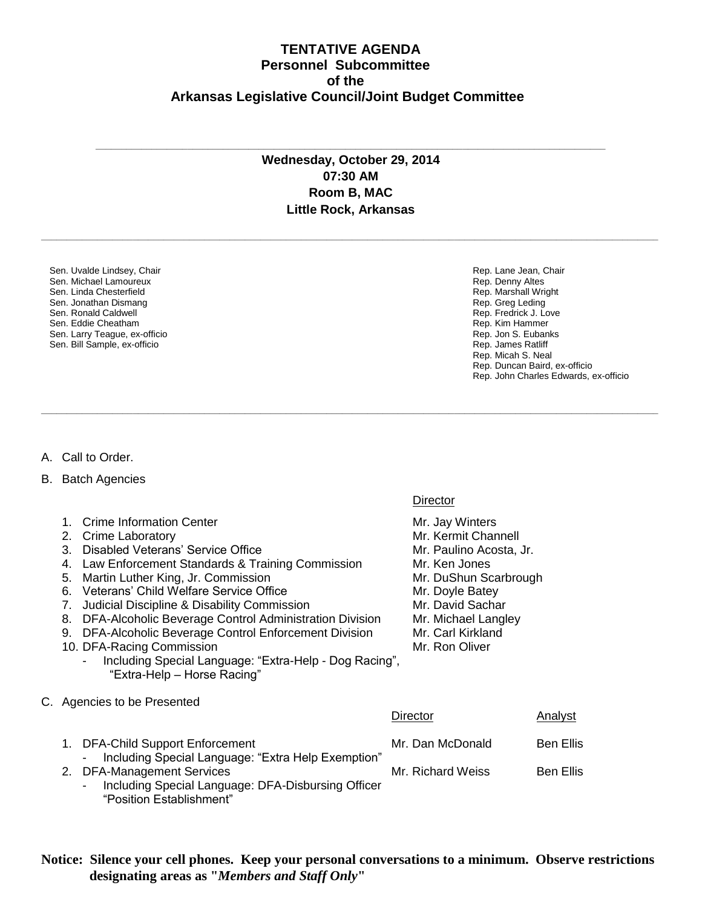# TENTATIVE AGENDA
## Personnel Subcommittee
## of the
## Arkansas Legislative Council/Joint Budget Committee

---

**Wednesday, October 29, 2014**
**07:30 AM**
**Room B, MAC**
**Little Rock, Arkansas**

---

Sen. Uvalde Lindsey, Chair
Sen. Michael Lamoureux
Sen. Linda Chesterfield
Sen. Jonathan Dismang
Sen. Ronald Caldwell
Sen. Eddie Cheatham
Sen. Larry Teague, ex-officio
Sen. Bill Sample, ex-officio

Rep. Lane Jean, Chair
Rep. Denny Altes
Rep. Marshall Wright
Rep. Greg Leding
Rep. Fredrick J. Love
Rep. Kim Hammer
Rep. Jon S. Eubanks
Rep. James Ratliff
Rep. Micah S. Neal
Rep. Duncan Baird, ex-officio
Rep. John Charles Edwards, ex-officio

---

A. Call to Order.

B. Batch Agencies

| | Director |
|---|---|
| 1. Crime Information Center | Mr. Jay Winters |
| 2. Crime Laboratory | Mr. Kermit Channell |
| 3. Disabled Veterans' Service Office | Mr. Paulino Acosta, Jr. |
| 4. Law Enforcement Standards & Training Commission | Mr. Ken Jones |
| 5. Martin Luther King, Jr. Commission | Mr. DuShun Scarbrough |
| 6. Veterans' Child Welfare Service Office | Mr. Doyle Batey |
| 7. Judicial Discipline & Disability Commission | Mr. David Sachar |
| 8. DFA-Alcoholic Beverage Control Administration Division | Mr. Michael Langley |
| 9. DFA-Alcoholic Beverage Control Enforcement Division | Mr. Carl Kirkland |
| 10. DFA-Racing Commission<br>- Including Special Language: "Extra-Help - Dog Racing", "Extra-Help – Horse Racing" | Mr. Ron Oliver |

C. Agencies to be Presented

| | Director | Analyst |
|---|---|---|
| 1. DFA-Child Support Enforcement<br>- Including Special Language: "Extra Help Exemption" | Mr. Dan McDonald | Ben Ellis |
| 2. DFA-Management Services<br>- Including Special Language: DFA-Disbursing Officer "Position Establishment" | Mr. Richard Weiss | Ben Ellis |

**Notice: Silence your cell phones. Keep your personal conversations to a minimum. Observe restrictions designating areas as "*Members and Staff Only*"**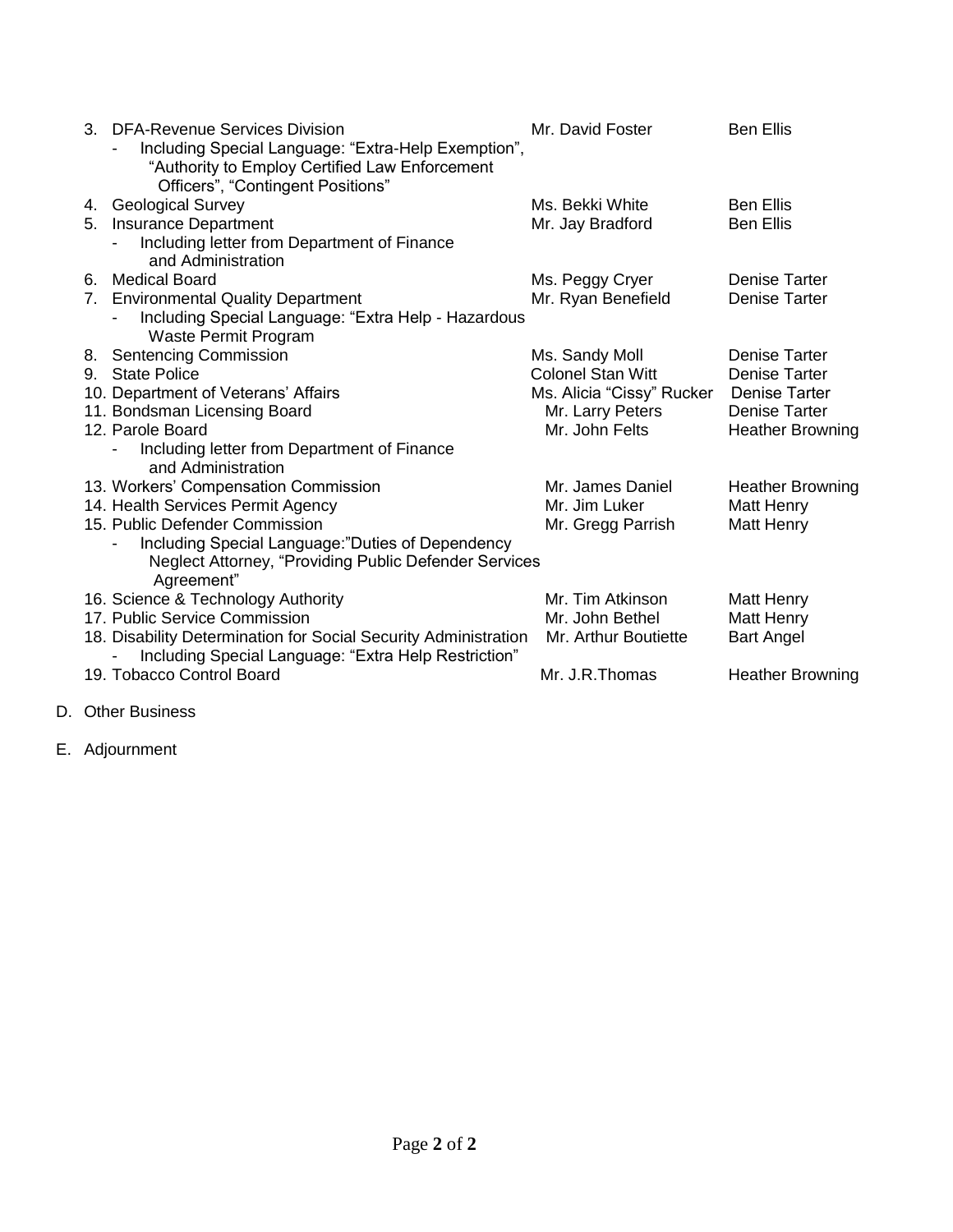3. DFA-Revenue Services Division — Mr. David Foster — Ben Ellis
   - Including Special Language: "Extra-Help Exemption", "Authority to Employ Certified Law Enforcement Officers", "Contingent Positions"
4. Geological Survey — Ms. Bekki White — Ben Ellis
5. Insurance Department — Mr. Jay Bradford — Ben Ellis
   - Including letter from Department of Finance and Administration
6. Medical Board — Ms. Peggy Cryer — Denise Tarter
7. Environmental Quality Department — Mr. Ryan Benefield — Denise Tarter
   - Including Special Language: "Extra Help - Hazardous Waste Permit Program
8. Sentencing Commission — Ms. Sandy Moll — Denise Tarter
9. State Police — Colonel Stan Witt — Denise Tarter
10. Department of Veterans' Affairs — Ms. Alicia "Cissy" Rucker — Denise Tarter
11. Bondsman Licensing Board — Mr. Larry Peters — Denise Tarter
12. Parole Board — Mr. John Felts — Heather Browning
    - Including letter from Department of Finance and Administration
13. Workers' Compensation Commission — Mr. James Daniel — Heather Browning
14. Health Services Permit Agency — Mr. Jim Luker — Matt Henry
15. Public Defender Commission — Mr. Gregg Parrish — Matt Henry
    - Including Special Language:"Duties of Dependency Neglect Attorney, "Providing Public Defender Services Agreement"
16. Science & Technology Authority — Mr. Tim Atkinson — Matt Henry
17. Public Service Commission — Mr. John Bethel — Matt Henry
18. Disability Determination for Social Security Administration — Mr. Arthur Boutiette — Bart Angel
    - Including Special Language: "Extra Help Restriction"
19. Tobacco Control Board — Mr. J.R.Thomas — Heather Browning

D. Other Business

E. Adjournment